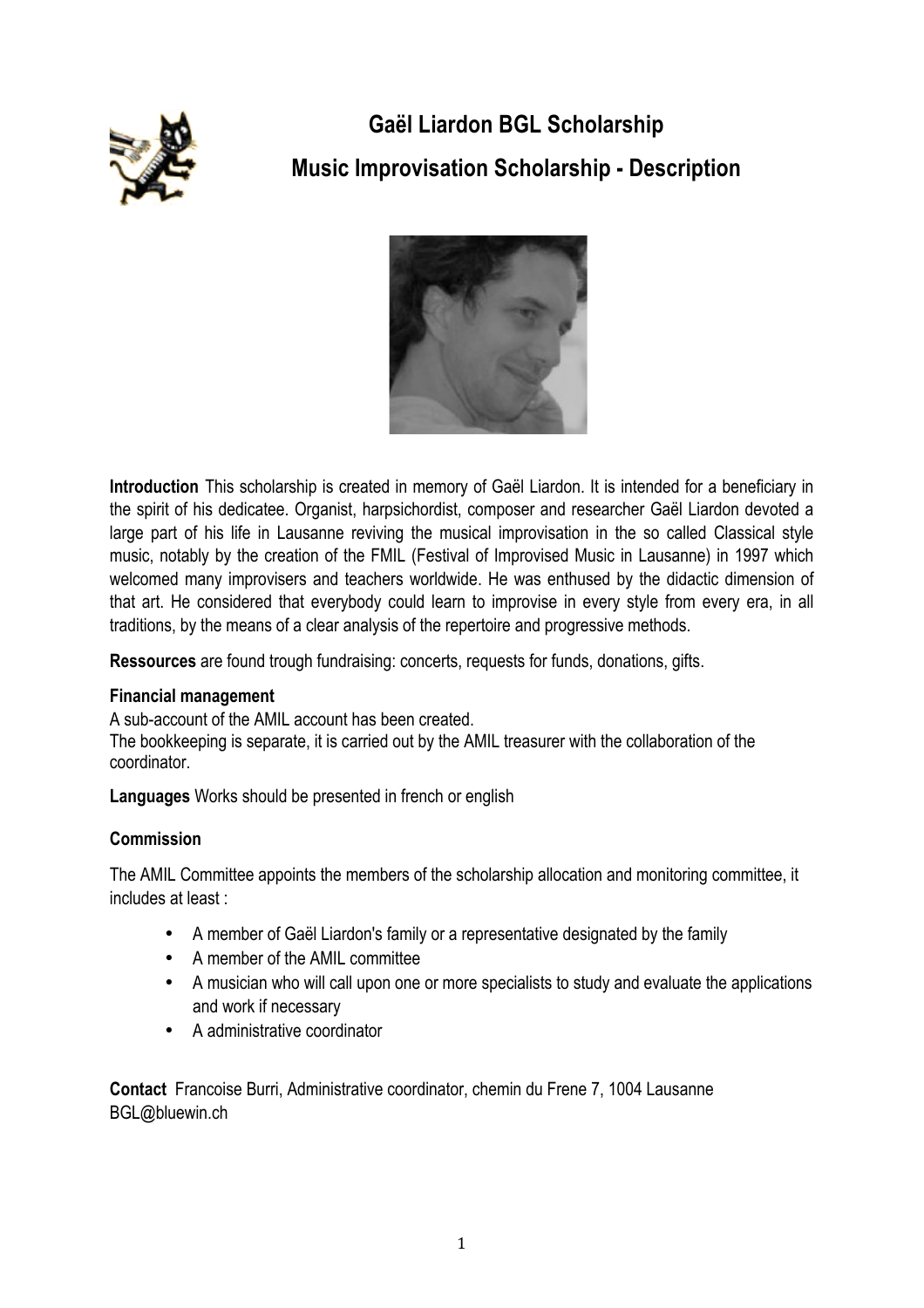# Gaël Liardon BGL Scholarship

## Music Improvisation Scholarship - Description

**Introduction** This scholarship is created in memory of Gaël Liardon. It is intended for a beneficiary in the spirit of his dedicatee. Organist, harpsichordist, composer and researcher Gaël Liardon devoted a large part of his life in Lausanne reviving the musical improvisation in the so called Classical style music, notably by the creation of the FMIL (Festival of Improvised Music in Lausanne) in 1997 which welcomed many improvisers and teachers worldwide. He was enthused by the didactic dimension of that art. He considered that everybody could learn to improvise in every style from every era, in all traditions, by the means of a clear analysis of the repertoire and progressive methods.

**Ressources** are found trough fundraising: concerts, requests for funds, donations, gifts.

**Financial management**

A sub-account of the AMIL account has been created.
The bookkeeping is separate, it is carried out by the AMIL treasurer with the collaboration of the coordinator.

**Languages** Works should be presented in french or english

**Commission**

The AMIL Committee appoints the members of the scholarship allocation and monitoring committee, it includes at least :

- A member of Gaël Liardon's family or a representative designated by the family
- A member of the AMIL committee
- A musician who will call upon one or more specialists to study and evaluate the applications and work if necessary
- A administrative coordinator

**Contact** Francoise Burri, Administrative coordinator, chemin du Frene 7, 1004 Lausanne
BGL@bluewin.ch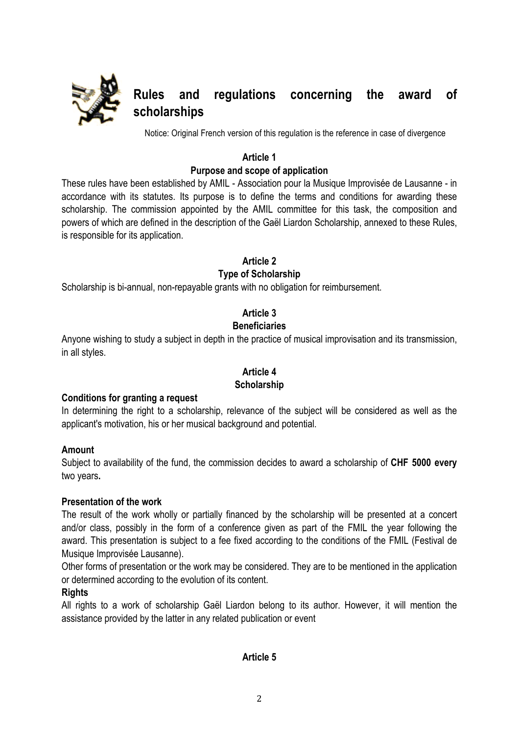# Rules and regulations concerning the award of scholarships

Notice: Original French version of this regulation is the reference in case of divergence

### Article 1
### Purpose and scope of application

These rules have been established by AMIL - Association pour la Musique Improvisée de Lausanne - in accordance with its statutes. Its purpose is to define the terms and conditions for awarding these scholarship. The commission appointed by the AMIL committee for this task, the composition and powers of which are defined in the description of the Gaël Liardon Scholarship, annexed to these Rules, is responsible for its application.

### Article 2
### Type of Scholarship

Scholarship is bi-annual, non-repayable grants with no obligation for reimbursement.

### Article 3
### Beneficiaries

Anyone wishing to study a subject in depth in the practice of musical improvisation and its transmission, in all styles.

### Article 4
### Scholarship

**Conditions for granting a request**

In determining the right to a scholarship, relevance of the subject will be considered as well as the applicant's motivation, his or her musical background and potential.

**Amount**

Subject to availability of the fund, the commission decides to award a scholarship of **CHF 5000 every** two years**.**

**Presentation of the work**

The result of the work wholly or partially financed by the scholarship will be presented at a concert and/or class, possibly in the form of a conference given as part of the FMIL the year following the award. This presentation is subject to a fee fixed according to the conditions of the FMIL (Festival de Musique Improvisée Lausanne).

Other forms of presentation or the work may be considered. They are to be mentioned in the application or determined according to the evolution of its content.

**Rights**

All rights to a work of scholarship Gaël Liardon belong to its author. However, it will mention the assistance provided by the latter in any related publication or event

### Article 5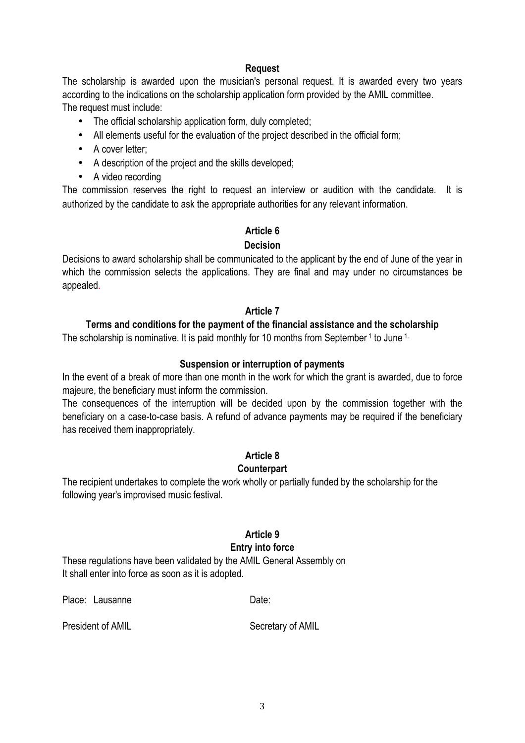### Request

The scholarship is awarded upon the musician's personal request. It is awarded every two years according to the indications on the scholarship application form provided by the AMIL committee.
The request must include:

- The official scholarship application form, duly completed;
- All elements useful for the evaluation of the project described in the official form;
- A cover letter;
- A description of the project and the skills developed;
- A video recording

The commission reserves the right to request an interview or audition with the candidate. It is authorized by the candidate to ask the appropriate authorities for any relevant information.

## Article 6

### Decision

Decisions to award scholarship shall be communicated to the applicant by the end of June of the year in which the commission selects the applications. They are final and may under no circumstances be appealed.

## Article 7

### Terms and conditions for the payment of the financial assistance and the scholarship

The scholarship is nominative. It is paid monthly for 10 months from September [1] to June [1].

### Suspension or interruption of payments

In the event of a break of more than one month in the work for which the grant is awarded, due to force majeure, the beneficiary must inform the commission.
The consequences of the interruption will be decided upon by the commission together with the beneficiary on a case-to-case basis. A refund of advance payments may be required if the beneficiary has received them inappropriately.

## Article 8

### Counterpart

The recipient undertakes to complete the work wholly or partially funded by the scholarship for the following year's improvised music festival.

## Article 9

### Entry into force

These regulations have been validated by the AMIL General Assembly on
It shall enter into force as soon as it is adopted.

Place: Lausanne | Date:

President of AMIL | Secretary of AMIL